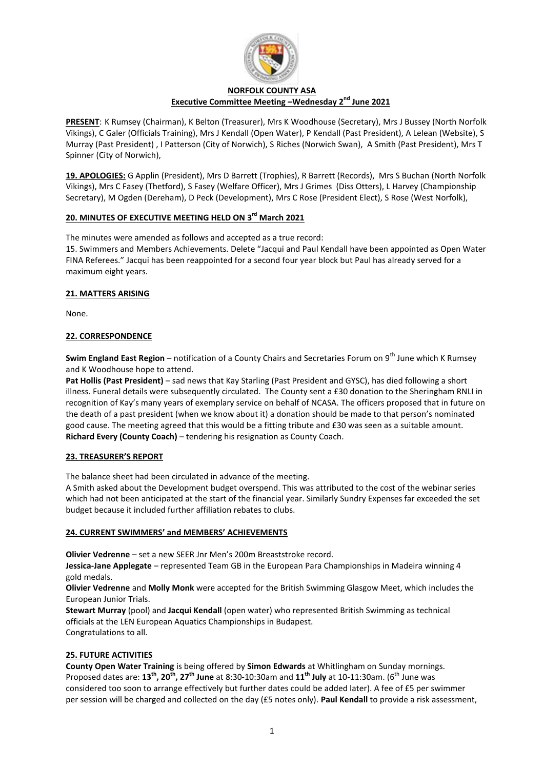**NORFOLK COUNTY ASA**
**Executive Committee Meeting –Wednesday 2nd June 2021**

**PRESENT**: K Rumsey (Chairman), K Belton (Treasurer), Mrs K Woodhouse (Secretary), Mrs J Bussey (North Norfolk Vikings), C Galer (Officials Training), Mrs J Kendall (Open Water), P Kendall (Past President), A Lelean (Website), S Murray (Past President) , I Patterson (City of Norwich), S Riches (Norwich Swan), A Smith (Past President), Mrs T Spinner (City of Norwich),

**19. APOLOGIES:** G Applin (President), Mrs D Barrett (Trophies), R Barrett (Records), Mrs S Buchan (North Norfolk Vikings), Mrs C Fasey (Thetford), S Fasey (Welfare Officer), Mrs J Grimes (Diss Otters), L Harvey (Championship Secretary), M Ogden (Dereham), D Peck (Development), Mrs C Rose (President Elect), S Rose (West Norfolk),

**20. MINUTES OF EXECUTIVE MEETING HELD ON 3rd March 2021**

The minutes were amended as follows and accepted as a true record:
15. Swimmers and Members Achievements. Delete "Jacqui and Paul Kendall have been appointed as Open Water FINA Referees." Jacqui has been reappointed for a second four year block but Paul has already served for a maximum eight years.

**21. MATTERS ARISING**

None.

**22. CORRESPONDENCE**

**Swim England East Region** – notification of a County Chairs and Secretaries Forum on 9th June which K Rumsey and K Woodhouse hope to attend.
**Pat Hollis (Past President)** – sad news that Kay Starling (Past President and GYSC), has died following a short illness. Funeral details were subsequently circulated. The County sent a £30 donation to the Sheringham RNLI in recognition of Kay's many years of exemplary service on behalf of NCASA. The officers proposed that in future on the death of a past president (when we know about it) a donation should be made to that person's nominated good cause. The meeting agreed that this would be a fitting tribute and £30 was seen as a suitable amount.
**Richard Every (County Coach)** – tendering his resignation as County Coach.

**23. TREASURER'S REPORT**

The balance sheet had been circulated in advance of the meeting.
A Smith asked about the Development budget overspend. This was attributed to the cost of the webinar series which had not been anticipated at the start of the financial year. Similarly Sundry Expenses far exceeded the set budget because it included further affiliation rebates to clubs.

**24. CURRENT SWIMMERS' and MEMBERS' ACHIEVEMENTS**

**Olivier Vedrenne** – set a new SEER Jnr Men's 200m Breaststroke record.
**Jessica-Jane Applegate** – represented Team GB in the European Para Championships in Madeira winning 4 gold medals.
**Olivier Vedrenne** and **Molly Monk** were accepted for the British Swimming Glasgow Meet, which includes the European Junior Trials.
**Stewart Murray** (pool) and **Jacqui Kendall** (open water) who represented British Swimming as technical officials at the LEN European Aquatics Championships in Budapest.
Congratulations to all.

**25. FUTURE ACTIVITIES**

**County Open Water Training** is being offered by **Simon Edwards** at Whitlingham on Sunday mornings. Proposed dates are: **13th, 20th, 27th June** at 8:30-10:30am and **11th July** at 10-11:30am. (6th June was considered too soon to arrange effectively but further dates could be added later). A fee of £5 per swimmer per session will be charged and collected on the day (£5 notes only). **Paul Kendall** to provide a risk assessment,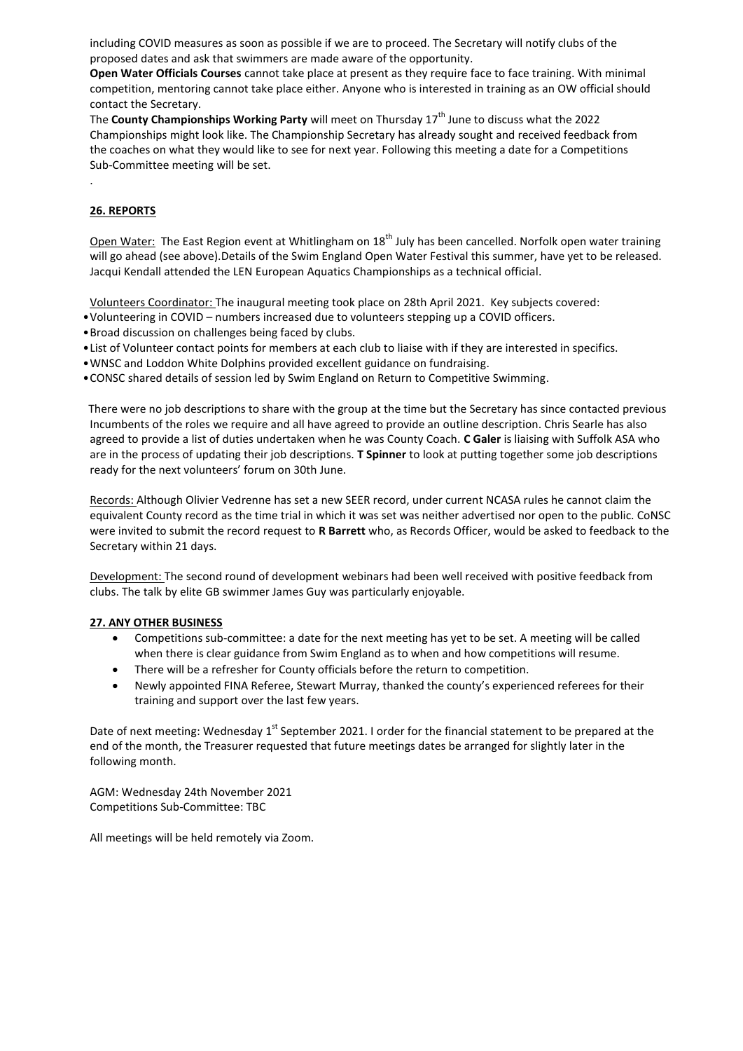including COVID measures as soon as possible if we are to proceed. The Secretary will notify clubs of the proposed dates and ask that swimmers are made aware of the opportunity.

**Open Water Officials Courses** cannot take place at present as they require face to face training. With minimal competition, mentoring cannot take place either. Anyone who is interested in training as an OW official should contact the Secretary.

The **County Championships Working Party** will meet on Thursday 17th June to discuss what the 2022 Championships might look like. The Championship Secretary has already sought and received feedback from the coaches on what they would like to see for next year. Following this meeting a date for a Competitions Sub-Committee meeting will be set.

.

## 26. REPORTS

Open Water: The East Region event at Whitlingham on 18th July has been cancelled. Norfolk open water training will go ahead (see above).Details of the Swim England Open Water Festival this summer, have yet to be released. Jacqui Kendall attended the LEN European Aquatics Championships as a technical official.

Volunteers Coordinator: The inaugural meeting took place on 28th April 2021. Key subjects covered:

- Volunteering in COVID – numbers increased due to volunteers stepping up a COVID officers.
- Broad discussion on challenges being faced by clubs.
- List of Volunteer contact points for members at each club to liaise with if they are interested in specifics.
- WNSC and Loddon White Dolphins provided excellent guidance on fundraising.
- CONSC shared details of session led by Swim England on Return to Competitive Swimming.

There were no job descriptions to share with the group at the time but the Secretary has since contacted previous Incumbents of the roles we require and all have agreed to provide an outline description. Chris Searle has also agreed to provide a list of duties undertaken when he was County Coach. **C Galer** is liaising with Suffolk ASA who are in the process of updating their job descriptions. **T Spinner** to look at putting together some job descriptions ready for the next volunteers' forum on 30th June.

Records: Although Olivier Vedrenne has set a new SEER record, under current NCASA rules he cannot claim the equivalent County record as the time trial in which it was set was neither advertised nor open to the public. CoNSC were invited to submit the record request to **R Barrett** who, as Records Officer, would be asked to feedback to the Secretary within 21 days.

Development: The second round of development webinars had been well received with positive feedback from clubs. The talk by elite GB swimmer James Guy was particularly enjoyable.

## 27. ANY OTHER BUSINESS

- Competitions sub-committee: a date for the next meeting has yet to be set. A meeting will be called when there is clear guidance from Swim England as to when and how competitions will resume.
- There will be a refresher for County officials before the return to competition.
- Newly appointed FINA Referee, Stewart Murray, thanked the county's experienced referees for their training and support over the last few years.

Date of next meeting: Wednesday 1st September 2021. I order for the financial statement to be prepared at the end of the month, the Treasurer requested that future meetings dates be arranged for slightly later in the following month.

AGM: Wednesday 24th November 2021
Competitions Sub-Committee: TBC

All meetings will be held remotely via Zoom.